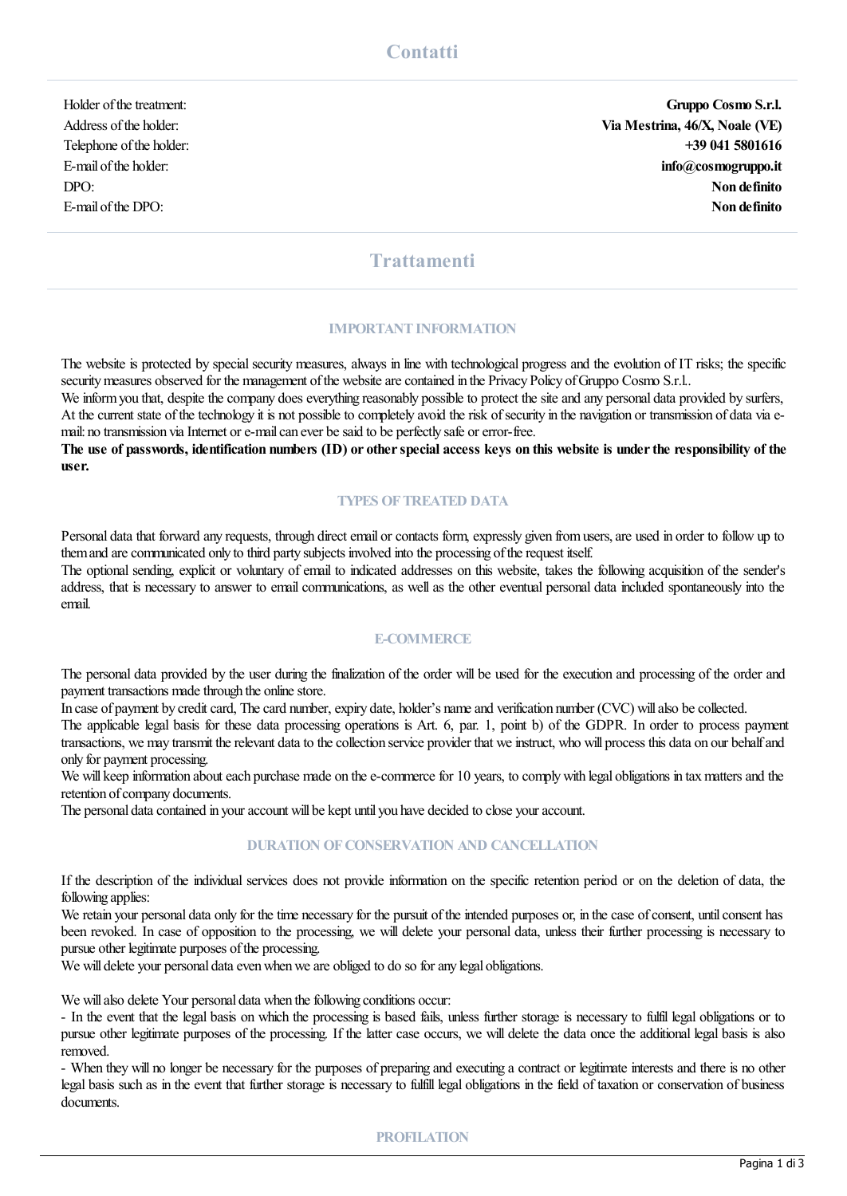## Contatti

| | |
|---|---|
| Holder of the treatment: | **Gruppo Cosmo S.r.l.** |
| Address of the holder: | **Via Mestrina, 46/X, Noale (VE)** |
| Telephone of the holder: | **+39 041 5801616** |
| E-mail of the holder: | **info@cosmogruppo.it** |
| DPO: | **Non definito** |
| E-mail of the DPO: | **Non definito** |

## Trattamenti

### IMPORTANT INFORMATION

The website is protected by special security measures, always in line with technological progress and the evolution of IT risks; the specific security measures observed for the management of the website are contained in the Privacy Policy of Gruppo Cosmo S.r.l..
We inform you that, despite the company does everything reasonably possible to protect the site and any personal data provided by surfers, At the current state of the technology it is not possible to completely avoid the risk of security in the navigation or transmission of data via e-mail: no transmission via Internet or e-mail can ever be said to be perfectly safe or error-free.
**The use of passwords, identification numbers (ID) or other special access keys on this website is under the responsibility of the user.**

### TYPES OF TREATED DATA

Personal data that forward any requests, through direct email or contacts form, expressly given from users, are used in order to follow up to them and are communicated only to third party subjects involved into the processing of the request itself.
The optional sending, explicit or voluntary of email to indicated addresses on this website, takes the following acquisition of the sender's address, that is necessary to answer to email communications, as well as the other eventual personal data included spontaneously into the email.

### E-COMMERCE

The personal data provided by the user during the finalization of the order will be used for the execution and processing of the order and payment transactions made through the online store.
In case of payment by credit card, The card number, expiry date, holder's name and verification number (CVC) will also be collected.
The applicable legal basis for these data processing operations is Art. 6, par. 1, point b) of the GDPR. In order to process payment transactions, we may transmit the relevant data to the collection service provider that we instruct, who will process this data on our behalf and only for payment processing.
We will keep information about each purchase made on the e-commerce for 10 years, to comply with legal obligations in tax matters and the retention of company documents.
The personal data contained in your account will be kept until you have decided to close your account.

### DURATION OF CONSERVATION AND CANCELLATION

If the description of the individual services does not provide information on the specific retention period or on the deletion of data, the following applies:
We retain your personal data only for the time necessary for the pursuit of the intended purposes or, in the case of consent, until consent has been revoked. In case of opposition to the processing, we will delete your personal data, unless their further processing is necessary to pursue other legitimate purposes of the processing.
We will delete your personal data even when we are obliged to do so for any legal obligations.

We will also delete Your personal data when the following conditions occur:
- In the event that the legal basis on which the processing is based fails, unless further storage is necessary to fulfil legal obligations or to pursue other legitimate purposes of the processing. If the latter case occurs, we will delete the data once the additional legal basis is also removed.
- When they will no longer be necessary for the purposes of preparing and executing a contract or legitimate interests and there is no other legal basis such as in the event that further storage is necessary to fulfill legal obligations in the field of taxation or conservation of business documents.

### PROFILATION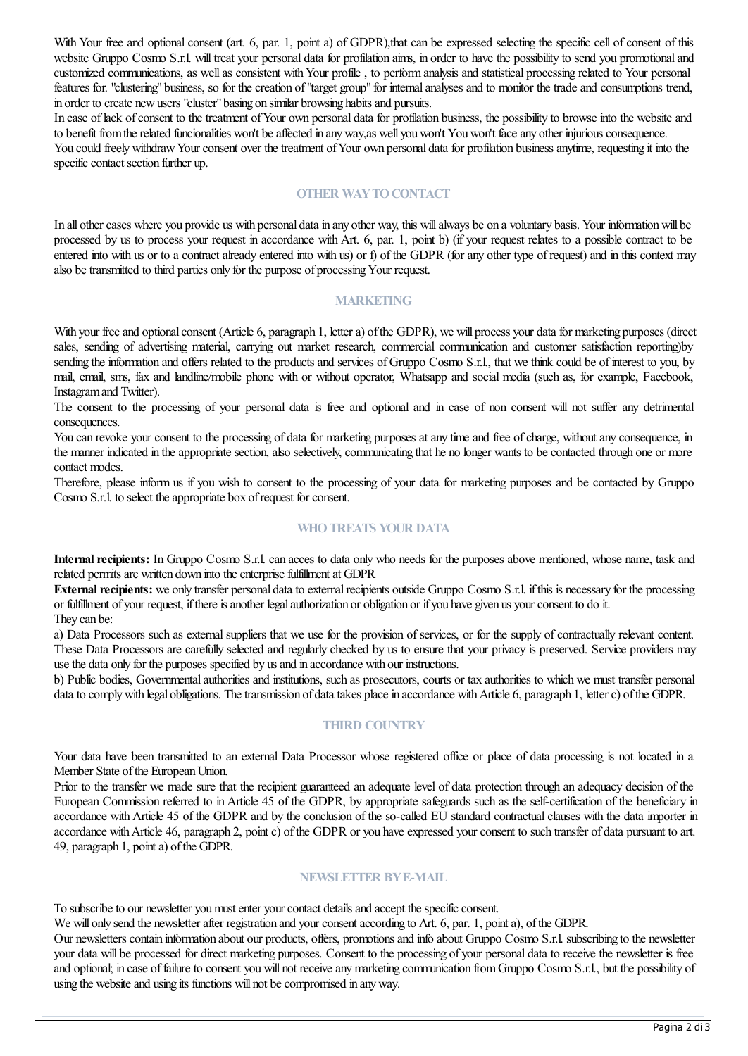With Your free and optional consent (art. 6, par. 1, point a) of GDPR),that can be expressed selecting the specific cell of consent of this website Gruppo Cosmo S.r.l. will treat your personal data for profilation aims, in order to have the possibility to send you promotional and customized communications, as well as consistent with Your profile , to perform analysis and statistical processing related to Your personal features for. "clustering" business, so for the creation of "target group" for internal analyses and to monitor the trade and consumptions trend, in order to create new users "cluster" basing on similar browsing habits and pursuits.
In case of lack of consent to the treatment of Your own personal data for profilation business, the possibility to browse into the website and to benefit from the related funcionalities won't be affected in any way,as well you won't You won't face any other injurious consequence.
You could freely withdraw Your consent over the treatment of Your own personal data for profilation business anytime, requesting it into the specific contact section further up.

## OTHER WAY TO CONTACT

In all other cases where you provide us with personal data in any other way, this will always be on a voluntary basis. Your information will be processed by us to process your request in accordance with Art. 6, par. 1, point b) (if your request relates to a possible contract to be entered into with us or to a contract already entered into with us) or f) of the GDPR (for any other type of request) and in this context may also be transmitted to third parties only for the purpose of processing Your request.

## MARKETING

With your free and optional consent (Article 6, paragraph 1, letter a) of the GDPR), we will process your data for marketing purposes (direct sales, sending of advertising material, carrying out market research, commercial communication and customer satisfaction reporting)by sending the information and offers related to the products and services of Gruppo Cosmo S.r.l., that we think could be of interest to you, by mail, email, sms, fax and landline/mobile phone with or without operator, Whatsapp and social media (such as, for example, Facebook, Instagram and Twitter).
The consent to the processing of your personal data is free and optional and in case of non consent will not suffer any detrimental consequences.
You can revoke your consent to the processing of data for marketing purposes at any time and free of charge, without any consequence, in the manner indicated in the appropriate section, also selectively, communicating that he no longer wants to be contacted through one or more contact modes.
Therefore, please inform us if you wish to consent to the processing of your data for marketing purposes and be contacted by Gruppo Cosmo S.r.l. to select the appropriate box of request for consent.

## WHO TREATS YOUR DATA

**Internal recipients:** In Gruppo Cosmo S.r.l. can acces to data only who needs for the purposes above mentioned, whose name, task and related permits are written down into the enterprise fulfillment at GDPR
**External recipients:** we only transfer personal data to external recipients outside Gruppo Cosmo S.r.l. if this is necessary for the processing or fulfillment of your request, if there is another legal authorization or obligation or if you have given us your consent to do it.
They can be:
a) Data Processors such as external suppliers that we use for the provision of services, or for the supply of contractually relevant content. These Data Processors are carefully selected and regularly checked by us to ensure that your privacy is preserved. Service providers may use the data only for the purposes specified by us and in accordance with our instructions.
b) Public bodies, Governmental authorities and institutions, such as prosecutors, courts or tax authorities to which we must transfer personal data to comply with legal obligations. The transmission of data takes place in accordance with Article 6, paragraph 1, letter c) of the GDPR.

## THIRD COUNTRY

Your data have been transmitted to an external Data Processor whose registered office or place of data processing is not located in a Member State of the European Union.
Prior to the transfer we made sure that the recipient guaranteed an adequate level of data protection through an adequacy decision of the European Commission referred to in Article 45 of the GDPR, by appropriate safeguards such as the self-certification of the beneficiary in accordance with Article 45 of the GDPR and by the conclusion of the so-called EU standard contractual clauses with the data importer in accordance with Article 46, paragraph 2, point c) of the GDPR or you have expressed your consent to such transfer of data pursuant to art. 49, paragraph 1, point a) of the GDPR.

## NEWSLETTER BY E-MAIL

To subscribe to our newsletter you must enter your contact details and accept the specific consent.
We will only send the newsletter after registration and your consent according to Art. 6, par. 1, point a), of the GDPR.
Our newsletters contain information about our products, offers, promotions and info about Gruppo Cosmo S.r.l. subscribing to the newsletter your data will be processed for direct marketing purposes. Consent to the processing of your personal data to receive the newsletter is free and optional; in case of failure to consent you will not receive any marketing communication from Gruppo Cosmo S.r.l., but the possibility of using the website and using its functions will not be compromised in any way.